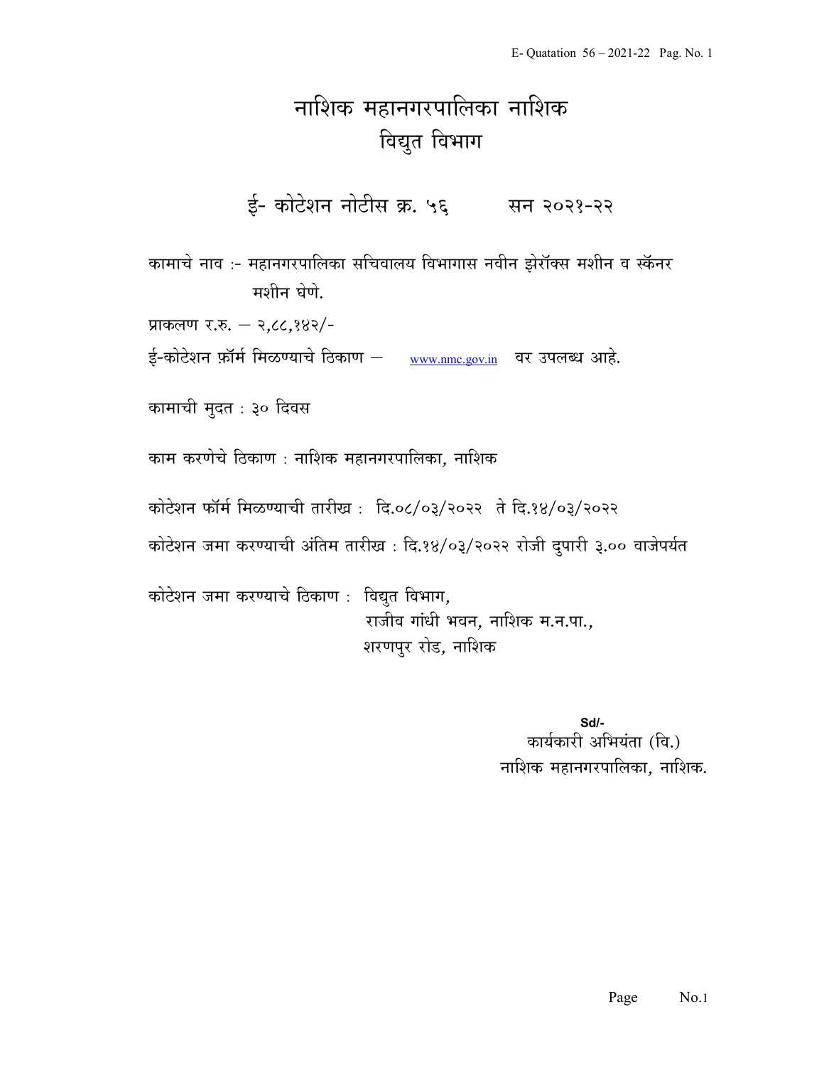# नाशिक महानगरपालिका नाशिक

## विद्युत विभाग

### ई- कोटेशन नोटीस क्र. ५६ सन २०२१-२२

कामाचे नाव :- महानगरपालिका सचिवालय विभागास नवीन झेरॉक्स मशीन व स्कॅनर मशीन घेणे.

प्राकलण र.रु. – २,८८,१४२/-

ई-कोटेशन फ़ॉर्म मिळण्याचे ठिकाण – www.nmc.gov.in वर उपलब्ध आहे.

कामाची मुदत : ३० दिवस

काम करणेचे ठिकाण : नाशिक महानगरपालिका, नाशिक

कोटेशन फॉर्म मिळण्याची तारीख : दि.०८/०३/२०२२ ते दि.१४/०३/२०२२

कोटेशन जमा करण्याची अंतिम तारीख : दि.१४/०३/२०२२ रोजी दुपारी ३.०० वाजेपर्यत

कोटेशन जमा करण्याचे ठिकाण : विद्युत विभाग,
राजीव गांधी भवन, नाशिक म.न.पा.,
शरणपुर रोड, नाशिक

**Sd/-**
कार्यकारी अभियंता (वि.)
नाशिक महानगरपालिका, नाशिक.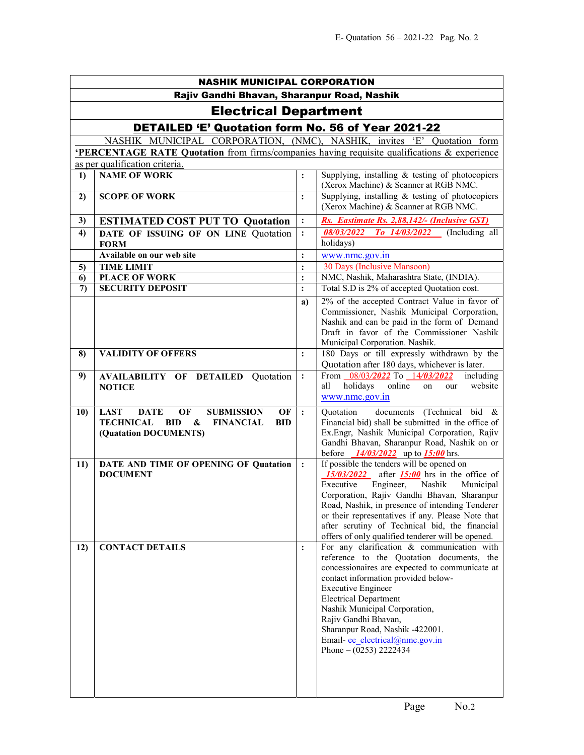# NASHIK MUNICIPAL CORPORATION

## Rajiv Gandhi Bhavan, Sharanpur Road, Nashik

## Electrical Department

## DETAILED 'E' Quotation form No. 56 of Year 2021-22

NASHIK MUNICIPAL CORPORATION, (NMC), NASHIK, invites 'E' Quotation form **'PERCENTAGE RATE Quotation** from firms/companies having requisite qualifications & experience as per qualification criteria.

| | | | |
|---|---|---|---|
| 1) | **NAME OF WORK** | : | Supplying, installing & testing of photocopiers (Xerox Machine) & Scanner at RGB NMC. |
| 2) | **SCOPE OF WORK** | : | Supplying, installing & testing of photocopiers (Xerox Machine) & Scanner at RGB NMC. |
| 3) | **ESTIMATED COST PUT TO Quotation** | : | *Rs. Eastimate Rs. 2,88,142/- (Inclusive GST)* |
| 4) | **DATE OF ISSUING OF ON LINE Quotation FORM** | : | *08/03/2022 To 14/03/2022* (Including all holidays) |
| | **Available on our web site** | : | www.nmc.gov.in |
| 5) | **TIME LIMIT** | : | 30 Days (Inclusive Mansoon) |
| 6) | **PLACE OF WORK** | : | NMC, Nashik, Maharashtra State, (INDIA). |
| 7) | **SECURITY DEPOSIT** | : | Total S.D is 2% of accepted Quotation cost. |
| | | a) | 2% of the accepted Contract Value in favor of Commissioner, Nashik Municipal Corporation, Nashik and can be paid in the form of Demand Draft in favor of the Commissioner Nashik Municipal Corporation. Nashik. |
| 8) | **VALIDITY OF OFFERS** | : | 180 Days or till expressly withdrawn by the Quotation after 180 days, whichever is later. |
| 9) | **AVAILABILITY OF DETAILED Quotation NOTICE** | : | From *08/03/2022* To *14/03/2022* including all holidays online on our website www.nmc.gov.in |
| 10) | **LAST DATE OF SUBMISSION OF TECHNICAL BID & FINANCIAL BID (Quatation DOCUMENTS)** | : | Quotation documents (Technical bid & Financial bid) shall be submitted in the office of Ex.Engr, Nashik Municipal Corporation, Rajiv Gandhi Bhavan, Sharanpur Road, Nashik on or before *14/03/2022* up to *15:00* hrs. |
| 11) | **DATE AND TIME OF OPENING OF Quatation DOCUMENT** | : | If possible the tenders will be opened on *15/03/2022* after *15:00* hrs in the office of Executive Engineer, Nashik Municipal Corporation, Rajiv Gandhi Bhavan, Sharanpur Road, Nashik, in presence of intending Tenderer or their representatives if any. Please Note that after scrutiny of Technical bid, the financial offers of only qualified tenderer will be opened. |
| 12) | **CONTACT DETAILS** | : | For any clarification & communication with reference to the Quotation documents, the concessionaires are expected to communicate at contact information provided below-<br>Executive Engineer<br>Electrical Department<br>Nashik Municipal Corporation,<br>Rajiv Gandhi Bhavan,<br>Sharanpur Road, Nashik -422001.<br>Email- ee_electrical@nmc.gov.in<br>Phone – (0253) 2222434 |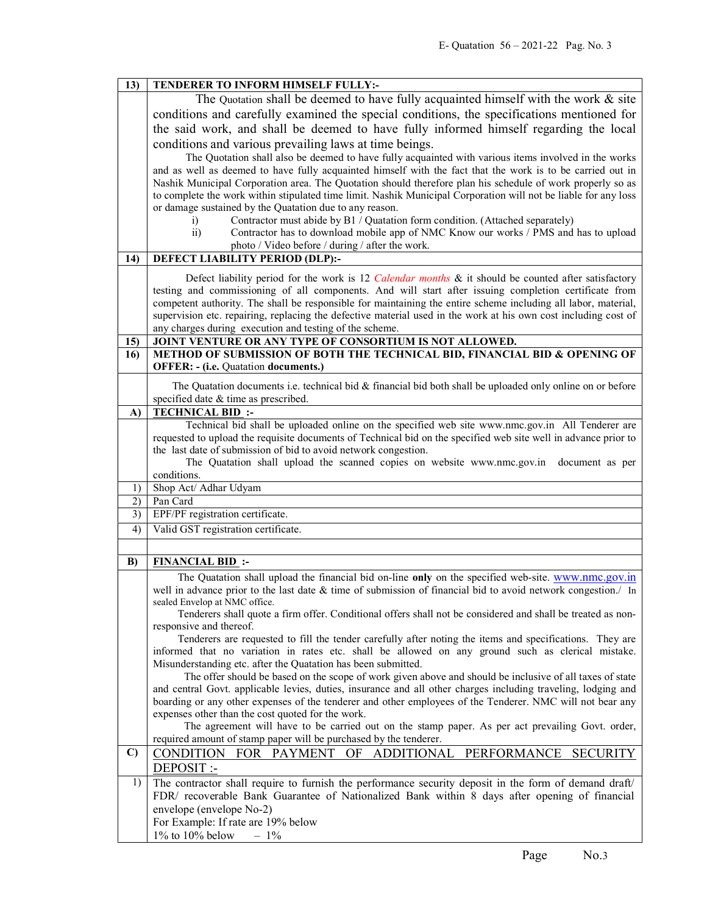| 13) | **TENDERER TO INFORM HIMSELF FULLY:-** |
|---|---|
| | The Quotation shall be deemed to have fully acquainted himself with the work & site conditions and carefully examined the special conditions, the specifications mentioned for the said work, and shall be deemed to have fully informed himself regarding the local conditions and various prevailing laws at time beings.<br>The Quotation shall also be deemed to have fully acquainted with various items involved in the works and as well as deemed to have fully acquainted himself with the fact that the work is to be carried out in Nashik Municipal Corporation area. The Quotation should therefore plan his schedule of work properly so as to complete the work within stipulated time limit. Nashik Municipal Corporation will not be liable for any loss or damage sustained by the Quatation due to any reason.<br>i) Contractor must abide by B1 / Quatation form condition. (Attached separately)<br>ii) Contractor has to download mobile app of NMC Know our works / PMS and has to upload photo / Video before / during / after the work. |
| 14) | **DEFECT LIABILITY PERIOD (DLP):-** |
| | Defect liability period for the work is 12 *Calendar months* & it should be counted after satisfactory testing and commissioning of all components. And will start after issuing completion certificate from competent authority. The shall be responsible for maintaining the entire scheme including all labor, material, supervision etc. repairing, replacing the defective material used in the work at his own cost including cost of any charges during execution and testing of the scheme. |
| 15) | **JOINT VENTURE OR ANY TYPE OF CONSORTIUM IS NOT ALLOWED.** |
| 16) | **METHOD OF SUBMISSION OF BOTH THE TECHNICAL BID, FINANCIAL BID & OPENING OF OFFER: - (i.e.** Quotation **documents.)** |
| | The Quotation documents i.e. technical bid & financial bid both shall be uploaded only online on or before specified date & time as prescribed. |
| A) | **TECHNICAL BID :-** |
| | Technical bid shall be uploaded online on the specified web site www.nmc.gov.in All Tenderer are requested to upload the requisite documents of Technical bid on the specified web site well in advance prior to the last date of submission of bid to avoid network congestion.<br>The Quatation shall upload the scanned copies on website www.nmc.gov.in document as per conditions. |
| 1) | Shop Act/ Adhar Udyam |
| 2) | Pan Card |
| 3) | EPF/PF registration certificate. |
| 4) | Valid GST registration certificate. |
| | |
| B) | **FINANCIAL BID :-** |
| | The Quatation shall upload the financial bid on-line **only** on the specified web-site. www.nmc.gov.in well in advance prior to the last date & time of submission of financial bid to avoid network congestion./ In sealed Envelop at NMC office.<br>Tenderers shall quote a firm offer. Conditional offers shall not be considered and shall be treated as non-responsive and thereof.<br>Tenderers are requested to fill the tender carefully after noting the items and specifications. They are informed that no variation in rates etc. shall be allowed on any ground such as clerical mistake. Misunderstanding etc. after the Quatation has been submitted.<br>The offer should be based on the scope of work given above and should be inclusive of all taxes of state and central Govt. applicable levies, duties, insurance and all other charges including traveling, lodging and boarding or any other expenses of the tenderer and other employees of the Tenderer. NMC will not bear any expenses other than the cost quoted for the work.<br>The agreement will have to be carried out on the stamp paper. As per act prevailing Govt. order, required amount of stamp paper will be purchased by the tenderer. |
| C) | CONDITION FOR PAYMENT OF ADDITIONAL PERFORMANCE SECURITY DEPOSIT :- |
| 1) | The contractor shall require to furnish the performance security deposit in the form of demand draft/ FDR/ recoverable Bank Guarantee of Nationalized Bank within 8 days after opening of financial envelope (envelope No-2)<br>For Example: If rate are 19% below<br>1% to 10% below – 1% |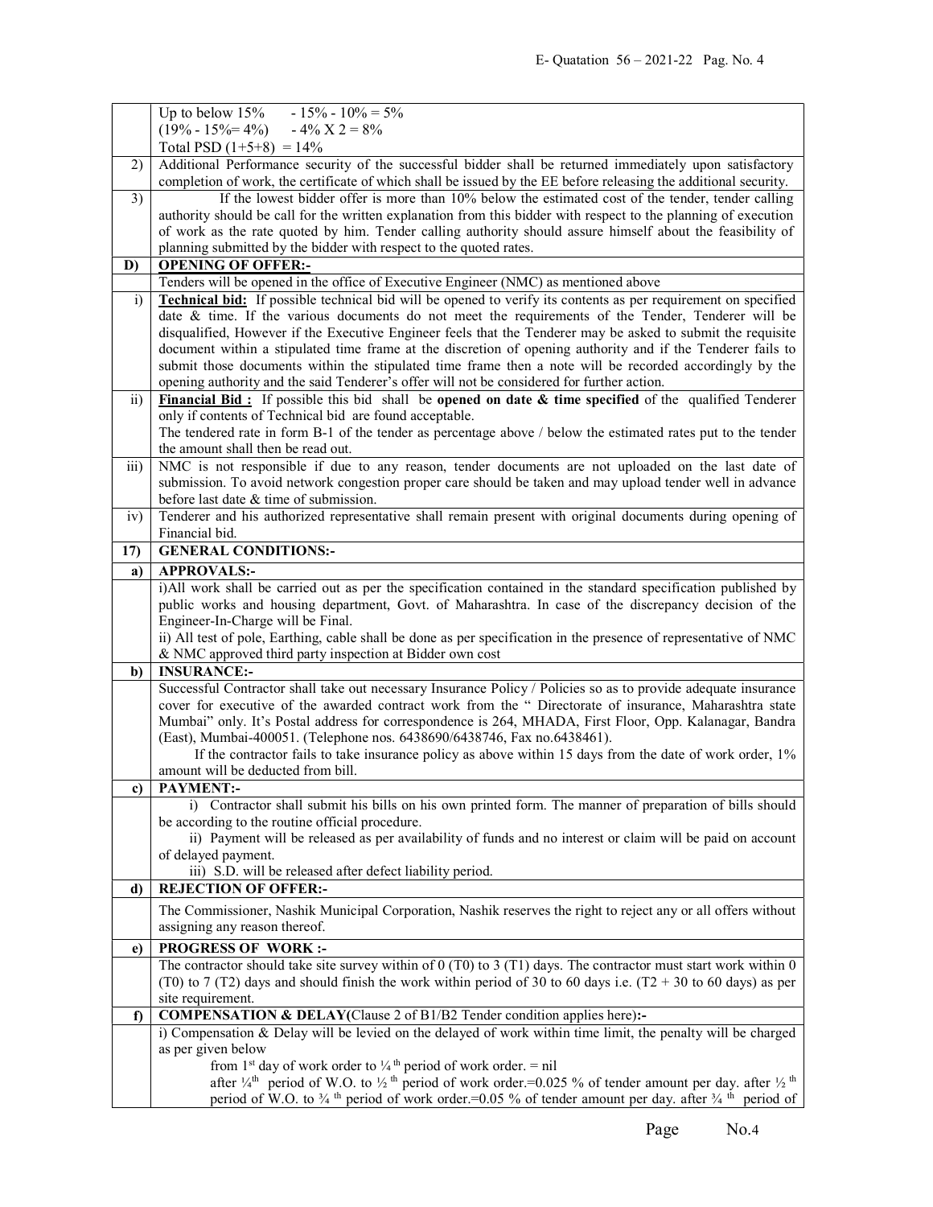| | |
|---|---|
| | Up to below 15%  - 15% - 10% = 5%<br>(19% - 15%= 4%)  - 4% X 2 = 8%<br>Total PSD (1+5+8) = 14% |
| 2) | Additional Performance security of the successful bidder shall be returned immediately upon satisfactory completion of work, the certificate of which shall be issued by the EE before releasing the additional security. |
| 3) | If the lowest bidder offer is more than 10% below the estimated cost of the tender, tender calling authority should be call for the written explanation from this bidder with respect to the planning of execution of work as the rate quoted by him. Tender calling authority should assure himself about the feasibility of planning submitted by the bidder with respect to the quoted rates. |
| **D)** | **OPENING OF OFFER:-** |
| | Tenders will be opened in the office of Executive Engineer (NMC) as mentioned above |
| i) | **Technical bid:** If possible technical bid will be opened to verify its contents as per requirement on specified date & time. If the various documents do not meet the requirements of the Tender, Tenderer will be disqualified, However if the Executive Engineer feels that the Tenderer may be asked to submit the requisite document within a stipulated time frame at the discretion of opening authority and if the Tenderer fails to submit those documents within the stipulated time frame then a note will be recorded accordingly by the opening authority and the said Tenderer's offer will not be considered for further action. |
| ii) | **Financial Bid :** If possible this bid shall be **opened on date & time specified** of the qualified Tenderer only if contents of Technical bid are found acceptable.<br>The tendered rate in form B-1 of the tender as percentage above / below the estimated rates put to the tender the amount shall then be read out. |
| iii) | NMC is not responsible if due to any reason, tender documents are not uploaded on the last date of submission. To avoid network congestion proper care should be taken and may upload tender well in advance before last date & time of submission. |
| iv) | Tenderer and his authorized representative shall remain present with original documents during opening of Financial bid. |
| **17)** | **GENERAL CONDITIONS:-** |
| **a)** | **APPROVALS:-** |
| | i)All work shall be carried out as per the specification contained in the standard specification published by public works and housing department, Govt. of Maharashtra. In case of the discrepancy decision of the Engineer-In-Charge will be Final.<br>ii) All test of pole, Earthing, cable shall be done as per specification in the presence of representative of NMC & NMC approved third party inspection at Bidder own cost |
| **b)** | **INSURANCE:-** |
| | Successful Contractor shall take out necessary Insurance Policy / Policies so as to provide adequate insurance cover for executive of the awarded contract work from the " Directorate of insurance, Maharashtra state Mumbai" only. It's Postal address for correspondence is 264, MHADA, First Floor, Opp. Kalanagar, Bandra (East), Mumbai-400051. (Telephone nos. 6438690/6438746, Fax no.6438461).<br>If the contractor fails to take insurance policy as above within 15 days from the date of work order, 1% amount will be deducted from bill. |
| **c)** | **PAYMENT:-** |
| | i) Contractor shall submit his bills on his own printed form. The manner of preparation of bills should be according to the routine official procedure.<br>ii) Payment will be released as per availability of funds and no interest or claim will be paid on account of delayed payment.<br>iii) S.D. will be released after defect liability period. |
| **d)** | **REJECTION OF OFFER:-** |
| | The Commissioner, Nashik Municipal Corporation, Nashik reserves the right to reject any or all offers without assigning any reason thereof. |
| **e)** | **PROGRESS OF WORK :-** |
| | The contractor should take site survey within of 0 (T0) to 3 (T1) days. The contractor must start work within 0 (T0) to 7 (T2) days and should finish the work within period of 30 to 60 days i.e. (T2 + 30 to 60 days) as per site requirement. |
| **f)** | **COMPENSATION & DELAY(Clause 2 of B1/B2 Tender condition applies here):-** |
| | i) Compensation & Delay will be levied on the delayed of work within time limit, the penalty will be charged as per given below<br>from 1st day of work order to ¼ th period of work order. = nil<br>after ¼th period of W.O. to ½ th period of work order.=0.025 % of tender amount per day. after ½ th period of W.O. to ¾ th period of work order.=0.05 % of tender amount per day. after ¾ th period of |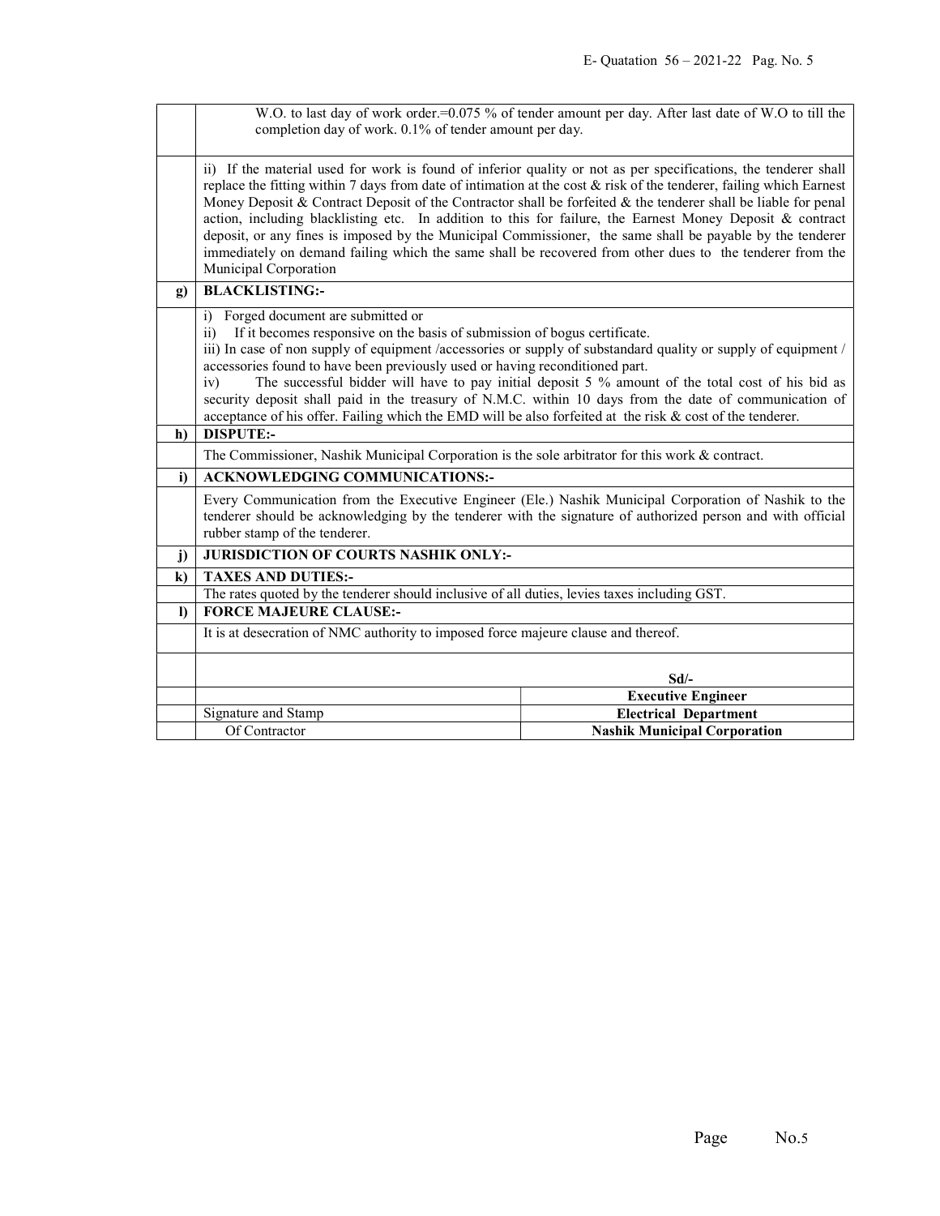|  |  |  |
|---|---|---|
|  | W.O. to last day of work order.=0.075 % of tender amount per day. After last date of W.O to till the completion day of work. 0.1% of tender amount per day. |  |
|  | ii) If the material used for work is found of inferior quality or not as per specifications, the tenderer shall replace the fitting within 7 days from date of intimation at the cost & risk of the tenderer, failing which Earnest Money Deposit & Contract Deposit of the Contractor shall be forfeited & the tenderer shall be liable for penal action, including blacklisting etc. In addition to this for failure, the Earnest Money Deposit & contract deposit, or any fines is imposed by the Municipal Commissioner, the same shall be payable by the tenderer immediately on demand failing which the same shall be recovered from other dues to the tenderer from the Municipal Corporation |  |
| **g)** | **BLACKLISTING:-** |  |
|  | i) Forged document are submitted or<br>ii) If it becomes responsive on the basis of submission of bogus certificate.<br>iii) In case of non supply of equipment /accessories or supply of substandard quality or supply of equipment / accessories found to have been previously used or having reconditioned part.<br>iv) The successful bidder will have to pay initial deposit 5 % amount of the total cost of his bid as security deposit shall paid in the treasury of N.M.C. within 10 days from the date of communication of acceptance of his offer. Failing which the EMD will be also forfeited at the risk & cost of the tenderer. |  |
| **h)** | **DISPUTE:-** |  |
|  | The Commissioner, Nashik Municipal Corporation is the sole arbitrator for this work & contract. |  |
| **i)** | **ACKNOWLEDGING COMMUNICATIONS:-** |  |
|  | Every Communication from the Executive Engineer (Ele.) Nashik Municipal Corporation of Nashik to the tenderer should be acknowledging by the tenderer with the signature of authorized person and with official rubber stamp of the tenderer. |  |
| **j)** | **JURISDICTION OF COURTS NASHIK ONLY:-** |  |
| **k)** | **TAXES AND DUTIES:-** |  |
|  | The rates quoted by the tenderer should inclusive of all duties, levies taxes including GST. |  |
| **l)** | **FORCE MAJEURE CLAUSE:-** |  |
|  | It is at desecration of NMC authority to imposed force majeure clause and thereof. |  |
|  |  | **Sd/-** |
|  |  | **Executive Engineer** |
|  | Signature and Stamp | **Electrical Department** |
|  | Of Contractor | **Nashik Municipal Corporation** |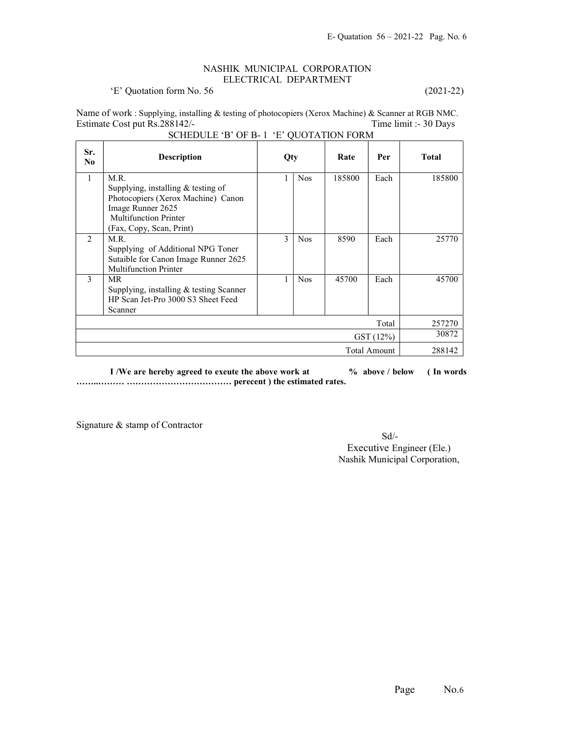NASHIK MUNICIPAL CORPORATION
ELECTRICAL DEPARTMENT

'E' Quotation form No. 56 (2021-22)

Name of work : Supplying, installing & testing of photocopiers (Xerox Machine) & Scanner at RGB NMC.
Estimate Cost put Rs.288142/- Time limit :- 30 Days

SCHEDULE 'B' OF B- 1 'E' QUOTATION FORM

| Sr. No | Description | Qty | | Rate | Per | Total |
|---|---|---|---|---|---|---|
| 1 | M.R.<br>Supplying, installing & testing of Photocopiers (Xerox Machine) Canon Image Runner 2625<br>Multifunction Printer<br>(Fax, Copy, Scan, Print) | 1 | Nos | 185800 | Each | 185800 |
| 2 | M.R.<br>Supplying of Additional NPG Toner Sutaible for Canon Image Runner 2625 Multifunction Printer | 3 | Nos | 8590 | Each | 25770 |
| 3 | MR<br>Supplying, installing & testing Scanner HP Scan Jet-Pro 3000 S3 Sheet Feed Scanner | 1 | Nos | 45700 | Each | 45700 |
| | | | | | Total | 257270 |
| | | | | | GST (12%) | 30872 |
| | | | | | Total Amount | 288142 |

**I /We are hereby agreed to exeute the above work at % above / below ( In words ……..……… ……………………………… perecent ) the estimated rates.**

Signature & stamp of Contractor

Sd/-
Executive Engineer (Ele.)
Nashik Municipal Corporation,